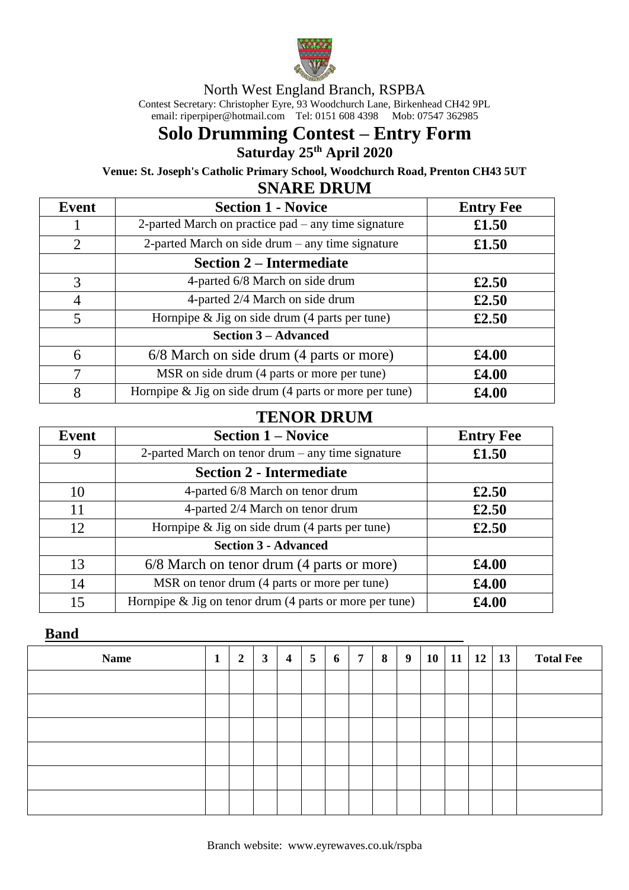North West England Branch, RSPBA

Contest Secretary: Christopher Eyre, 93 Woodchurch Lane, Birkenhead CH42 9PL
email: riperpiper@hotmail.com Tel: 0151 608 4398 Mob: 07547 362985

# Solo Drumming Contest – Entry Form

## Saturday 25th April 2020

**Venue: St. Joseph's Catholic Primary School, Woodchurch Road, Prenton CH43 5UT**

## SNARE DRUM

| Event | Section 1 - Novice | Entry Fee |
|---|---|---|
| 1 | 2-parted March on practice pad – any time signature | £1.50 |
| 2 | 2-parted March on side drum – any time signature | £1.50 |
| | **Section 2 – Intermediate** | |
| 3 | 4-parted 6/8 March on side drum | £2.50 |
| 4 | 4-parted 2/4 March on side drum | £2.50 |
| 5 | Hornpipe & Jig on side drum (4 parts per tune) | £2.50 |
| | **Section 3 – Advanced** | |
| 6 | 6/8 March on side drum (4 parts or more) | £4.00 |
| 7 | MSR on side drum (4 parts or more per tune) | £4.00 |
| 8 | Hornpipe & Jig on side drum (4 parts or more per tune) | £4.00 |

## TENOR DRUM

| Event | Section 1 – Novice | Entry Fee |
|---|---|---|
| 9 | 2-parted March on tenor drum – any time signature | £1.50 |
| | **Section 2 - Intermediate** | |
| 10 | 4-parted 6/8 March on tenor drum | £2.50 |
| 11 | 4-parted 2/4 March on tenor drum | £2.50 |
| 12 | Hornpipe & Jig on side drum (4 parts per tune) | £2.50 |
| | **Section 3 - Advanced** | |
| 13 | 6/8 March on tenor drum (4 parts or more) | £4.00 |
| 14 | MSR on tenor drum (4 parts or more per tune) | £4.00 |
| 15 | Hornpipe & Jig on tenor drum (4 parts or more per tune) | £4.00 |

**Band** ______________________________

| Name | 1 | 2 | 3 | 4 | 5 | 6 | 7 | 8 | 9 | 10 | 11 | 12 | 13 | Total Fee |
|---|---|---|---|---|---|---|---|---|---|---|---|---|---|---|
| | | | | | | | | | | | | | | |
| | | | | | | | | | | | | | | |
| | | | | | | | | | | | | | | |
| | | | | | | | | | | | | | | |
| | | | | | | | | | | | | | | |
| | | | | | | | | | | | | | | |

Branch website: www.eyrewaves.co.uk/rspba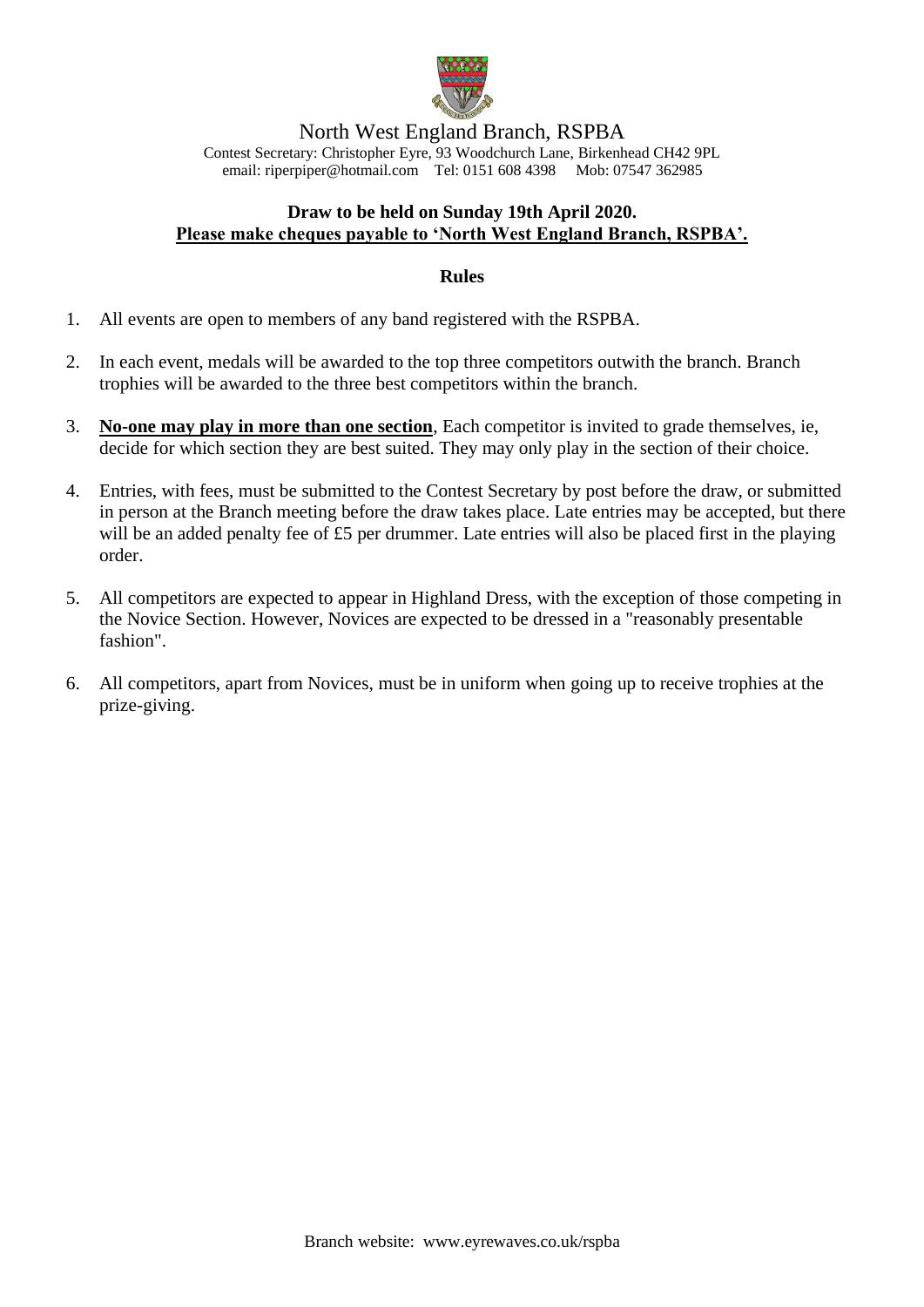North West England Branch, RSPBA

Contest Secretary: Christopher Eyre, 93 Woodchurch Lane, Birkenhead CH42 9PL
email: riperpiper@hotmail.com Tel: 0151 608 4398 Mob: 07547 362985

**Draw to be held on Sunday 19th April 2020.**
**Please make cheques payable to 'North West England Branch, RSPBA'.**

## Rules

1. All events are open to members of any band registered with the RSPBA.
2. In each event, medals will be awarded to the top three competitors outwith the branch. Branch trophies will be awarded to the three best competitors within the branch.
3. **No-one may play in more than one section**, Each competitor is invited to grade themselves, ie, decide for which section they are best suited. They may only play in the section of their choice.
4. Entries, with fees, must be submitted to the Contest Secretary by post before the draw, or submitted in person at the Branch meeting before the draw takes place. Late entries may be accepted, but there will be an added penalty fee of £5 per drummer. Late entries will also be placed first in the playing order.
5. All competitors are expected to appear in Highland Dress, with the exception of those competing in the Novice Section. However, Novices are expected to be dressed in a "reasonably presentable fashion".
6. All competitors, apart from Novices, must be in uniform when going up to receive trophies at the prize-giving.

Branch website: www.eyrewaves.co.uk/rspba